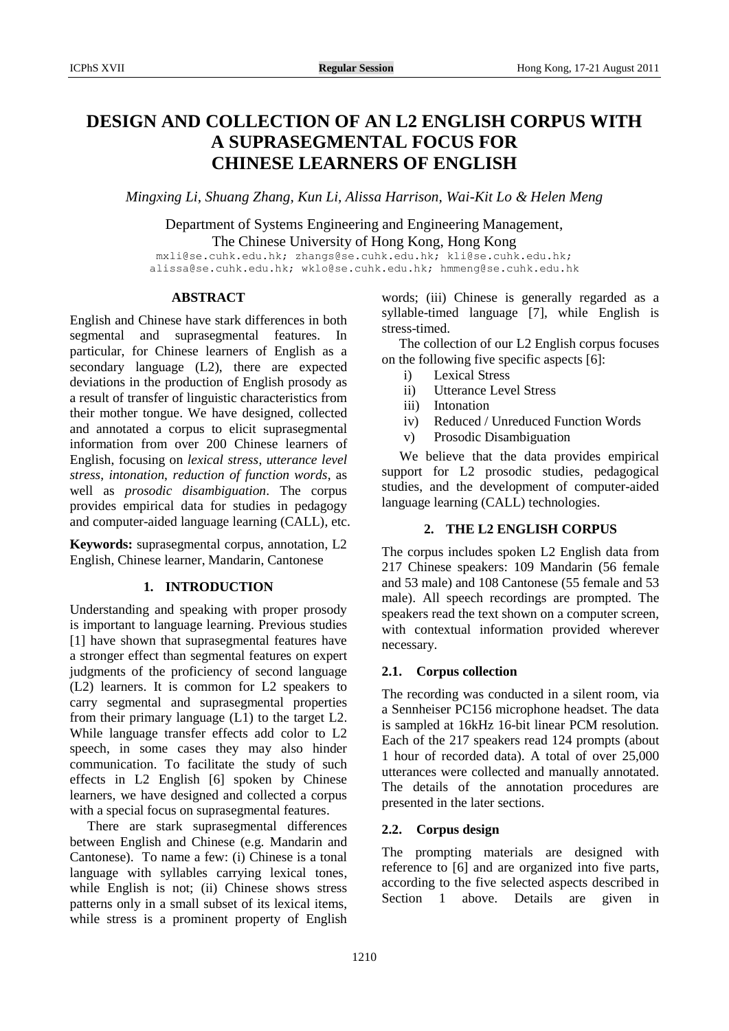# DESIGN AND COLLECTION OF AN L2 ENGLISH CORPUS WITH A SUPRASEGMENTAL FOCUS FOR CHINESE LEARNERS OF ENGLISH

*Mingxing Li, Shuang Zhang, Kun Li, Alissa Harrison, Wai-Kit Lo & Helen Meng*

Department of Systems Engineering and Engineering Management,
The Chinese University of Hong Kong, Hong Kong

mxli@se.cuhk.edu.hk; zhangs@se.cuhk.edu.hk; kli@se.cuhk.edu.hk; alissa@se.cuhk.edu.hk; wklo@se.cuhk.edu.hk; hmmeng@se.cuhk.edu.hk

## ABSTRACT

English and Chinese have stark differences in both segmental and suprasegmental features. In particular, for Chinese learners of English as a secondary language (L2), there are expected deviations in the production of English prosody as a result of transfer of linguistic characteristics from their mother tongue. We have designed, collected and annotated a corpus to elicit suprasegmental information from over 200 Chinese learners of English, focusing on *lexical stress*, *utterance level stress*, *intonation*, *reduction of function words*, as well as *prosodic disambiguation*. The corpus provides empirical data for studies in pedagogy and computer-aided language learning (CALL), etc.

**Keywords:** suprasegmental corpus, annotation, L2 English, Chinese learner, Mandarin, Cantonese

## 1. INTRODUCTION

Understanding and speaking with proper prosody is important to language learning. Previous studies [1] have shown that suprasegmental features have a stronger effect than segmental features on expert judgments of the proficiency of second language (L2) learners. It is common for L2 speakers to carry segmental and suprasegmental properties from their primary language (L1) to the target L2. While language transfer effects add color to L2 speech, in some cases they may also hinder communication. To facilitate the study of such effects in L2 English [6] spoken by Chinese learners, we have designed and collected a corpus with a special focus on suprasegmental features.

There are stark suprasegmental differences between English and Chinese (e.g. Mandarin and Cantonese). To name a few: (i) Chinese is a tonal language with syllables carrying lexical tones, while English is not; (ii) Chinese shows stress patterns only in a small subset of its lexical items, while stress is a prominent property of English words; (iii) Chinese is generally regarded as a syllable-timed language [7], while English is stress-timed.

The collection of our L2 English corpus focuses on the following five specific aspects [6]:

i) Lexical Stress
ii) Utterance Level Stress
iii) Intonation
iv) Reduced / Unreduced Function Words
v) Prosodic Disambiguation

We believe that the data provides empirical support for L2 prosodic studies, pedagogical studies, and the development of computer-aided language learning (CALL) technologies.

## 2. THE L2 ENGLISH CORPUS

The corpus includes spoken L2 English data from 217 Chinese speakers: 109 Mandarin (56 female and 53 male) and 108 Cantonese (55 female and 53 male). All speech recordings are prompted. The speakers read the text shown on a computer screen, with contextual information provided wherever necessary.

### 2.1. Corpus collection

The recording was conducted in a silent room, via a Sennheiser PC156 microphone headset. The data is sampled at 16kHz 16-bit linear PCM resolution. Each of the 217 speakers read 124 prompts (about 1 hour of recorded data). A total of over 25,000 utterances were collected and manually annotated. The details of the annotation procedures are presented in the later sections.

### 2.2. Corpus design

The prompting materials are designed with reference to [6] and are organized into five parts, according to the five selected aspects described in Section 1 above. Details are given in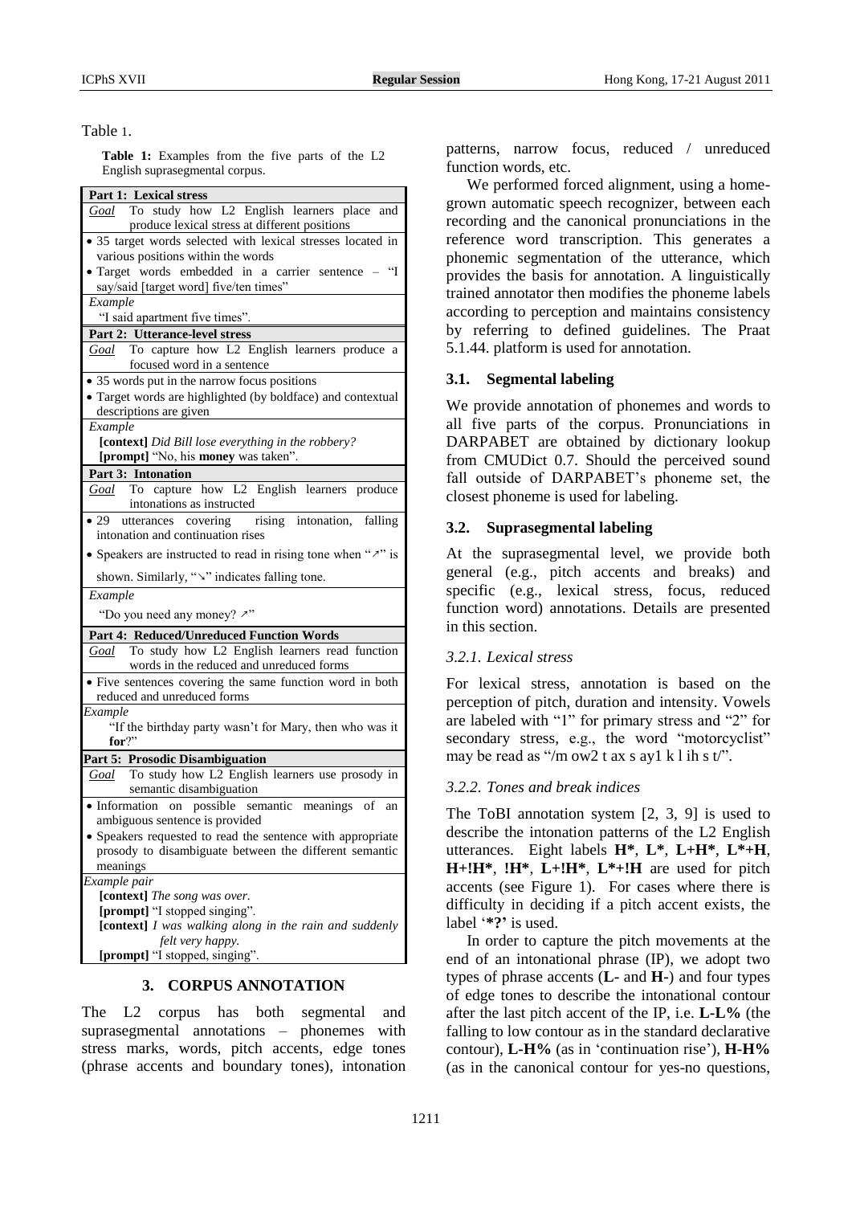Table 1.

**Table 1:** Examples from the five parts of the L2 English suprasegmental corpus.

| **Part 1: Lexical stress** |
| --- |
| *Goal* To study how L2 English learners place and produce lexical stress at different positions |
| • 35 target words selected with lexical stresses located in various positions within the words<br>• Target words embedded in a carrier sentence – "I say/said [target word] five/ten times" |
| *Example*<br>"I said apartment five times". |
| **Part 2: Utterance-level stress** |
| *Goal* To capture how L2 English learners produce a focused word in a sentence |
| • 35 words put in the narrow focus positions<br>• Target words are highlighted (by boldface) and contextual descriptions are given |
| *Example*<br>**[context]** *Did Bill lose everything in the robbery?*<br>**[prompt]** "No, his **money** was taken". |
| **Part 3: Intonation** |
| *Goal* To capture how L2 English learners produce intonations as instructed |
| • 29 utterances covering rising intonation, falling intonation and continuation rises<br>• Speakers are instructed to read in rising tone when "↗" is shown. Similarly, "↘" indicates falling tone. |
| *Example*<br>"Do you need any money? ↗" |
| **Part 4: Reduced/Unreduced Function Words** |
| *Goal* To study how L2 English learners read function words in the reduced and unreduced forms |
| • Five sentences covering the same function word in both reduced and unreduced forms |
| *Example*<br>"If the birthday party wasn't for Mary, then who was it **for**?" |
| **Part 5: Prosodic Disambiguation** |
| *Goal* To study how L2 English learners use prosody in semantic disambiguation |
| • Information on possible semantic meanings of an ambiguous sentence is provided<br>• Speakers requested to read the sentence with appropriate prosody to disambiguate between the different semantic meanings |
| *Example pair*<br>**[context]** *The song was over.*<br>**[prompt]** "I stopped singing".<br>**[context]** *I was walking along in the rain and suddenly felt very happy.*<br>**[prompt]** "I stopped, singing". |

## 3. CORPUS ANNOTATION

The L2 corpus has both segmental and suprasegmental annotations – phonemes with stress marks, words, pitch accents, edge tones (phrase accents and boundary tones), intonation patterns, narrow focus, reduced / unreduced function words, etc.

We performed forced alignment, using a home-grown automatic speech recognizer, between each recording and the canonical pronunciations in the reference word transcription. This generates a phonemic segmentation of the utterance, which provides the basis for annotation. A linguistically trained annotator then modifies the phoneme labels according to perception and maintains consistency by referring to defined guidelines. The Praat 5.1.44. platform is used for annotation.

### 3.1. Segmental labeling

We provide annotation of phonemes and words to all five parts of the corpus. Pronunciations in DARPABET are obtained by dictionary lookup from CMUDict 0.7. Should the perceived sound fall outside of DARPABET's phoneme set, the closest phoneme is used for labeling.

### 3.2. Suprasegmental labeling

At the suprasegmental level, we provide both general (e.g., pitch accents and breaks) and specific (e.g., lexical stress, focus, reduced function word) annotations. Details are presented in this section.

#### *3.2.1. Lexical stress*

For lexical stress, annotation is based on the perception of pitch, duration and intensity. Vowels are labeled with "1" for primary stress and "2" for secondary stress, e.g., the word "motorcyclist" may be read as "/m ow2 t ax s ay1 k l ih s t/".

#### *3.2.2. Tones and break indices*

The ToBI annotation system [2, 3, 9] is used to describe the intonation patterns of the L2 English utterances. Eight labels **H***, **L***, **L+H***, **L*+H**, **H+!H***, **!H***, **L+!H***, **L*+!H** are used for pitch accents (see Figure 1). For cases where there is difficulty in deciding if a pitch accent exists, the label '***?**' is used.

In order to capture the pitch movements at the end of an intonational phrase (IP), we adopt two types of phrase accents (**L-** and **H-**) and four types of edge tones to describe the intonational contour after the last pitch accent of the IP, i.e. **L-L%** (the falling to low contour as in the standard declarative contour), **L-H%** (as in 'continuation rise'), **H-H%** (as in the canonical contour for yes-no questions,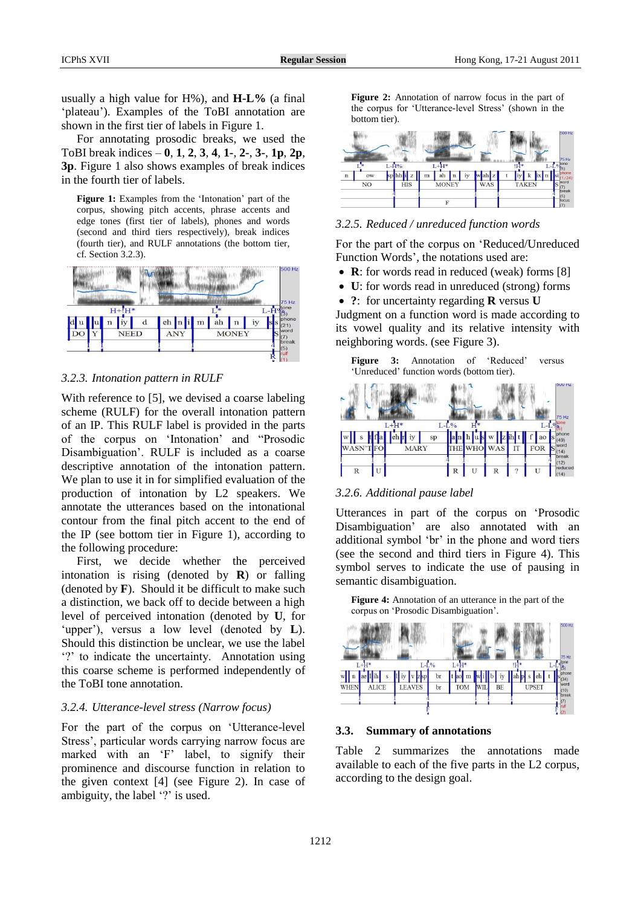usually a high value for H%), and **H-L%** (a final 'plateau'). Examples of the ToBI annotation are shown in the first tier of labels in Figure 1.

For annotating prosodic breaks, we used the ToBI break indices – **0**, **1**, **2**, **3**, **4**, **1-**, **2-**, **3-**, **1p**, **2p**, **3p**. Figure 1 also shows examples of break indices in the fourth tier of labels.

**Figure 1:** Examples from the 'Intonation' part of the corpus, showing pitch accents, phrase accents and edge tones (first tier of labels), phones and words (second and third tiers respectively), break indices (fourth tier), and RULF annotations (the bottom tier, cf. Section 3.2.3).

### *3.2.3. Intonation pattern in RULF*

With reference to [5], we devised a coarse labeling scheme (RULF) for the overall intonation pattern of an IP. This RULF label is provided in the parts of the corpus on 'Intonation' and "Prosodic Disambiguation'. RULF is included as a coarse descriptive annotation of the intonation pattern. We plan to use it in for simplified evaluation of the production of intonation by L2 speakers. We annotate the utterances based on the intonational contour from the final pitch accent to the end of the IP (see bottom tier in Figure 1), according to the following procedure:

First, we decide whether the perceived intonation is rising (denoted by **R**) or falling (denoted by **F**). Should it be difficult to make such a distinction, we back off to decide between a high level of perceived intonation (denoted by **U**, for 'upper'), versus a low level (denoted by **L**). Should this distinction be unclear, we use the label '?' to indicate the uncertainty. Annotation using this coarse scheme is performed independently of the ToBI tone annotation.

### *3.2.4. Utterance-level stress (Narrow focus)*

For the part of the corpus on 'Utterance-level Stress', particular words carrying narrow focus are marked with an 'F' label, to signify their prominence and discourse function in relation to the given context [4] (see Figure 2). In case of ambiguity, the label '?' is used.

**Figure 2:** Annotation of narrow focus in the part of the corpus for 'Utterance-level Stress' (shown in the bottom tier).

### *3.2.5. Reduced / unreduced function words*

For the part of the corpus on 'Reduced/Unreduced Function Words', the notations used are:

- **R**: for words read in reduced (weak) forms [8]
- **U**: for words read in unreduced (strong) forms
- **?**: for uncertainty regarding **R** versus **U**

Judgment on a function word is made according to its vowel quality and its relative intensity with neighboring words. (see Figure 3).

**Figure 3:** Annotation of 'Reduced' versus 'Unreduced' function words (bottom tier).

### *3.2.6. Additional pause label*

Utterances in part of the corpus on 'Prosodic Disambiguation' are also annotated with an additional symbol 'br' in the phone and word tiers (see the second and third tiers in Figure 4). This symbol serves to indicate the use of pausing in semantic disambiguation.

**Figure 4:** Annotation of an utterance in the part of the corpus on 'Prosodic Disambiguation'.

## 3.3. Summary of annotations

Table 2 summarizes the annotations made available to each of the five parts in the L2 corpus, according to the design goal.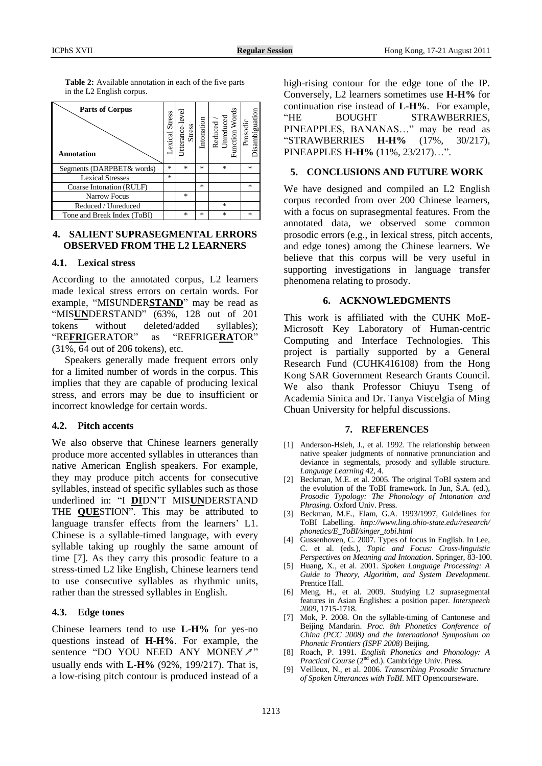**Table 2:** Available annotation in each of the five parts in the L2 English corpus.

| Parts of Corpus / Annotation | Lexical Stress | Utterance-level Stress | Intonation | Reduced / Unreduced Function Words | Prosodic Disambiguation |
|---|---|---|---|---|---|
| Segments (DARPBET& words) | * | * | * | * | * |
| Lexical Stresses | * | | | | |
| Coarse Intonation (RULF) | | | * | | * |
| Narrow Focus | | * | | | |
| Reduced / Unreduced | | | | * | |
| Tone and Break Index (ToBI) | | * | * | * | * |

## 4. SALIENT SUPRASEGMENTAL ERRORS OBSERVED FROM THE L2 LEARNERS

### 4.1. Lexical stress

According to the annotated corpus, L2 learners made lexical stress errors on certain words. For example, "MISUNDER**STAND**" may be read as "MIS**UN**DERSTAND" (63%, 128 out of 201 tokens without deleted/added syllables); "RE**FRI**GERATOR" as "REFRIGE**RA**TOR" (31%, 64 out of 206 tokens), etc.

Speakers generally made frequent errors only for a limited number of words in the corpus. This implies that they are capable of producing lexical stress, and errors may be due to insufficient or incorrect knowledge for certain words.

### 4.2. Pitch accents

We also observe that Chinese learners generally produce more accented syllables in utterances than native American English speakers. For example, they may produce pitch accents for consecutive syllables, instead of specific syllables such as those underlined in: "I **DI**DN'T MIS**UN**DERSTAND THE **QUE**STION". This may be attributed to language transfer effects from the learners' L1. Chinese is a syllable-timed language, with every syllable taking up roughly the same amount of time [7]. As they carry this prosodic feature to a stress-timed L2 like English, Chinese learners tend to use consecutive syllables as rhythmic units, rather than the stressed syllables in English.

### 4.3. Edge tones

Chinese learners tend to use **L-H%** for yes-no questions instead of **H-H%**. For example, the sentence "DO YOU NEED ANY MONEY↗" usually ends with **L-H%** (92%, 199/217). That is, a low-rising pitch contour is produced instead of a high-rising contour for the edge tone of the IP. Conversely, L2 learners sometimes use **H-H%** for continuation rise instead of **L-H%**. For example, "HE BOUGHT STRAWBERRIES, PINEAPPLES, BANANAS…" may be read as "STRAWBERRIES **H-H%** (17%, 30/217), PINEAPPLES **H-H%** (11%, 23/217)…".

## 5. CONCLUSIONS AND FUTURE WORK

We have designed and compiled an L2 English corpus recorded from over 200 Chinese learners, with a focus on suprasegmental features. From the annotated data, we observed some common prosodic errors (e.g., in lexical stress, pitch accents, and edge tones) among the Chinese learners. We believe that this corpus will be very useful in supporting investigations in language transfer phenomena relating to prosody.

## 6. ACKNOWLEDGMENTS

This work is affiliated with the CUHK MoE-Microsoft Key Laboratory of Human-centric Computing and Interface Technologies. This project is partially supported by a General Research Fund (CUHK416108) from the Hong Kong SAR Government Research Grants Council. We also thank Professor Chiuyu Tseng of Academia Sinica and Dr. Tanya Viscelgia of Ming Chuan University for helpful discussions.

## 7. REFERENCES

- [1] Anderson-Hsieh, J., et al. 1992. The relationship between native speaker judgments of nonnative pronunciation and deviance in segmentals, prosody and syllable structure. *Language Learning* 42, 4.
- [2] Beckman, M.E. et al. 2005. The original ToBI system and the evolution of the ToBI framework. In Jun, S.A. (ed.), *Prosodic Typology: The Phonology of Intonation and Phrasing*. Oxford Univ. Press.
- [3] Beckman, M.E., Elam, G.A. 1993/1997, Guidelines for ToBI Labelling. *http://www.ling.ohio-state.edu/research/phonetics/E_ToBI/singer_tobi.html*
- [4] Gussenhoven, C. 2007. Types of focus in English. In Lee, C. et al. (eds.), *Topic and Focus: Cross-linguistic Perspectives on Meaning and Intonation*. Springer, 83-100.
- [5] Huang, X., et al. 2001. *Spoken Language Processing: A Guide to Theory, Algorithm, and System Development*. Prentice Hall.
- [6] Meng, H., et al. 2009. Studying L2 suprasegmental features in Asian Englishes: a position paper. *Interspeech 2009*, 1715-1718.
- [7] Mok, P. 2008. On the syllable-timing of Cantonese and Beijing Mandarin. *Proc. 8th Phonetics Conference of China (PCC 2008) and the International Symposium on Phonetic Frontiers (ISPF 2008)* Beijing.
- [8] Roach, P. 1991. *English Phonetics and Phonology: A Practical Course* (2nd ed.). Cambridge Univ. Press.
- [9] Veilleux, N., et al. 2006. *Transcribing Prosodic Structure of Spoken Utterances with ToBI*. MIT Opencourseware.